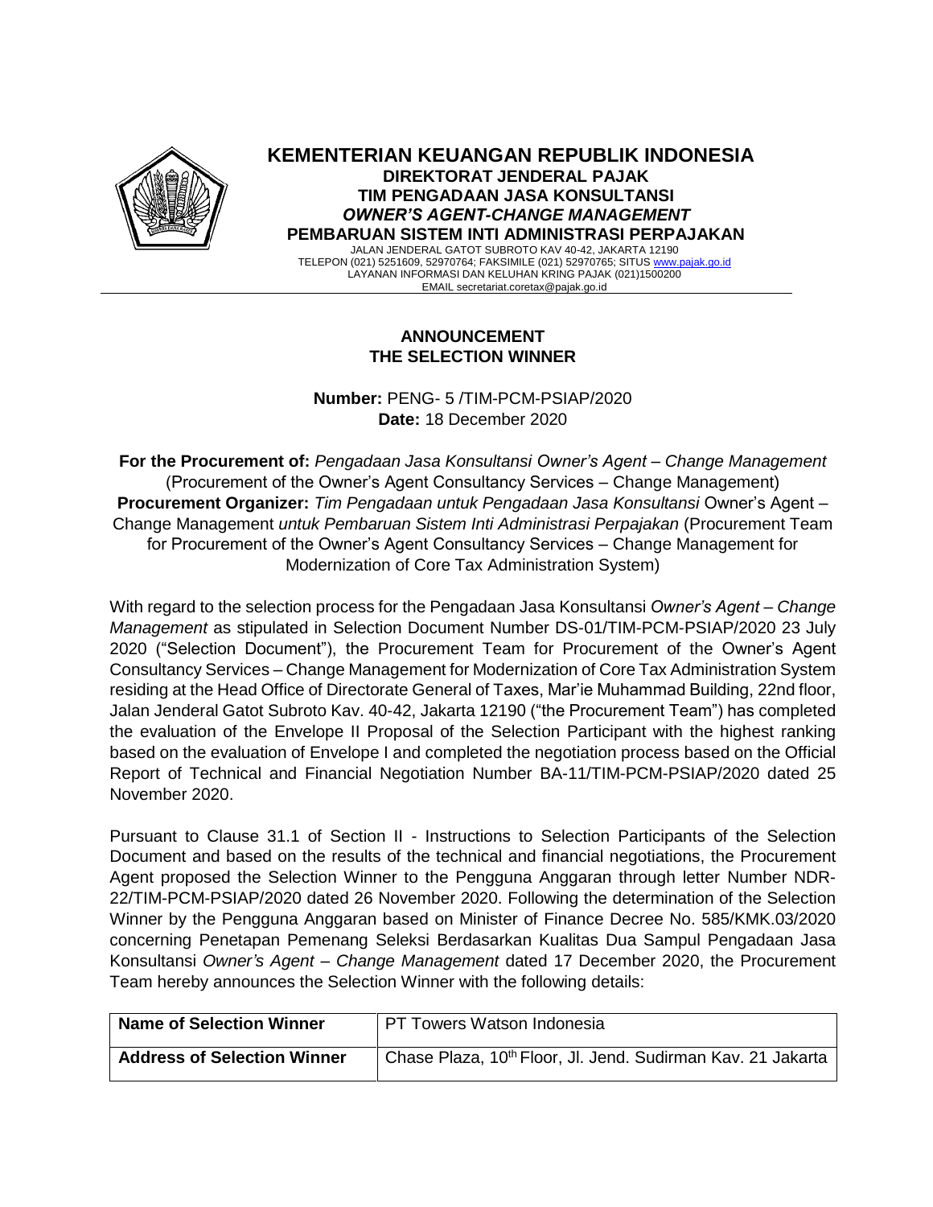# KEMENTERIAN KEUANGAN REPUBLIK INDONESIA

**DIREKTORAT JENDERAL PAJAK**
**TIM PENGADAAN JASA KONSULTANSI**
***OWNER'S AGENT-CHANGE MANAGEMENT***
**PEMBARUAN SISTEM INTI ADMINISTRASI PERPAJAKAN**

JALAN JENDERAL GATOT SUBROTO KAV 40-42, JAKARTA 12190
TELEPON (021) 5251609, 52970764; FAKSIMILE (021) 52970765; SITUS www.pajak.go.id
LAYANAN INFORMASI DAN KELUHAN KRING PAJAK (021)1500200
EMAIL secretariat.coretax@pajak.go.id

## ANNOUNCEMENT
## THE SELECTION WINNER

**Number:** PENG- 5 /TIM-PCM-PSIAP/2020
**Date:** 18 December 2020

**For the Procurement of:** *Pengadaan Jasa Konsultansi Owner's Agent – Change Management* (Procurement of the Owner's Agent Consultancy Services – Change Management)
**Procurement Organizer:** *Tim Pengadaan untuk Pengadaan Jasa Konsultansi* Owner's Agent – Change Management *untuk Pembaruan Sistem Inti Administrasi Perpajakan* (Procurement Team for Procurement of the Owner's Agent Consultancy Services – Change Management for Modernization of Core Tax Administration System)

With regard to the selection process for the Pengadaan Jasa Konsultansi *Owner's Agent – Change Management* as stipulated in Selection Document Number DS-01/TIM-PCM-PSIAP/2020 23 July 2020 ("Selection Document"), the Procurement Team for Procurement of the Owner's Agent Consultancy Services – Change Management for Modernization of Core Tax Administration System residing at the Head Office of Directorate General of Taxes, Mar'ie Muhammad Building, 22nd floor, Jalan Jenderal Gatot Subroto Kav. 40-42, Jakarta 12190 ("the Procurement Team") has completed the evaluation of the Envelope II Proposal of the Selection Participant with the highest ranking based on the evaluation of Envelope I and completed the negotiation process based on the Official Report of Technical and Financial Negotiation Number BA-11/TIM-PCM-PSIAP/2020 dated 25 November 2020.

Pursuant to Clause 31.1 of Section II - Instructions to Selection Participants of the Selection Document and based on the results of the technical and financial negotiations, the Procurement Agent proposed the Selection Winner to the Pengguna Anggaran through letter Number NDR-22/TIM-PCM-PSIAP/2020 dated 26 November 2020. Following the determination of the Selection Winner by the Pengguna Anggaran based on Minister of Finance Decree No. 585/KMK.03/2020 concerning Penetapan Pemenang Seleksi Berdasarkan Kualitas Dua Sampul Pengadaan Jasa Konsultansi *Owner's Agent – Change Management* dated 17 December 2020, the Procurement Team hereby announces the Selection Winner with the following details:

| **Name of Selection Winner** | PT Towers Watson Indonesia |
|---|---|
| **Address of Selection Winner** | Chase Plaza, 10th Floor, Jl. Jend. Sudirman Kav. 21 Jakarta |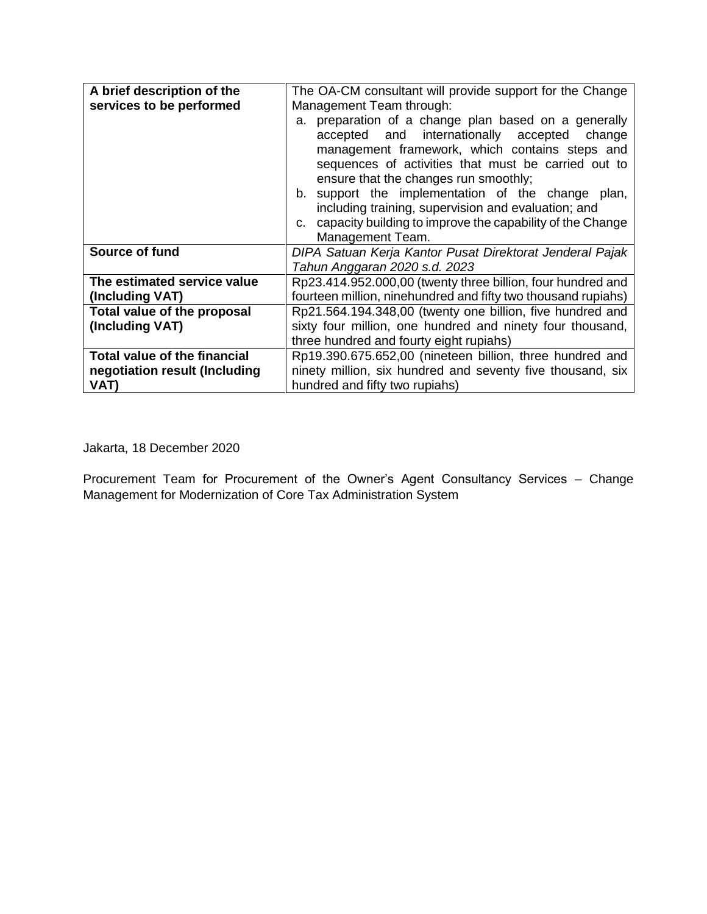| | |
|---|---|
| **A brief description of the services to be performed** | The OA-CM consultant will provide support for the Change Management Team through:<br>a. preparation of a change plan based on a generally accepted and internationally accepted change management framework, which contains steps and sequences of activities that must be carried out to ensure that the changes run smoothly;<br>b. support the implementation of the change plan, including training, supervision and evaluation; and<br>c. capacity building to improve the capability of the Change Management Team. |
| **Source of fund** | *DIPA Satuan Kerja Kantor Pusat Direktorat Jenderal Pajak Tahun Anggaran 2020 s.d. 2023* |
| **The estimated service value (Including VAT)** | Rp23.414.952.000,00 (twenty three billion, four hundred and fourteen million, ninehundred and fifty two thousand rupiahs) |
| **Total value of the proposal (Including VAT)** | Rp21.564.194.348,00 (twenty one billion, five hundred and sixty four million, one hundred and ninety four thousand, three hundred and fourty eight rupiahs) |
| **Total value of the financial negotiation result (Including VAT)** | Rp19.390.675.652,00 (nineteen billion, three hundred and ninety million, six hundred and seventy five thousand, six hundred and fifty two rupiahs) |

Jakarta, 18 December 2020

Procurement Team for Procurement of the Owner's Agent Consultancy Services – Change Management for Modernization of Core Tax Administration System